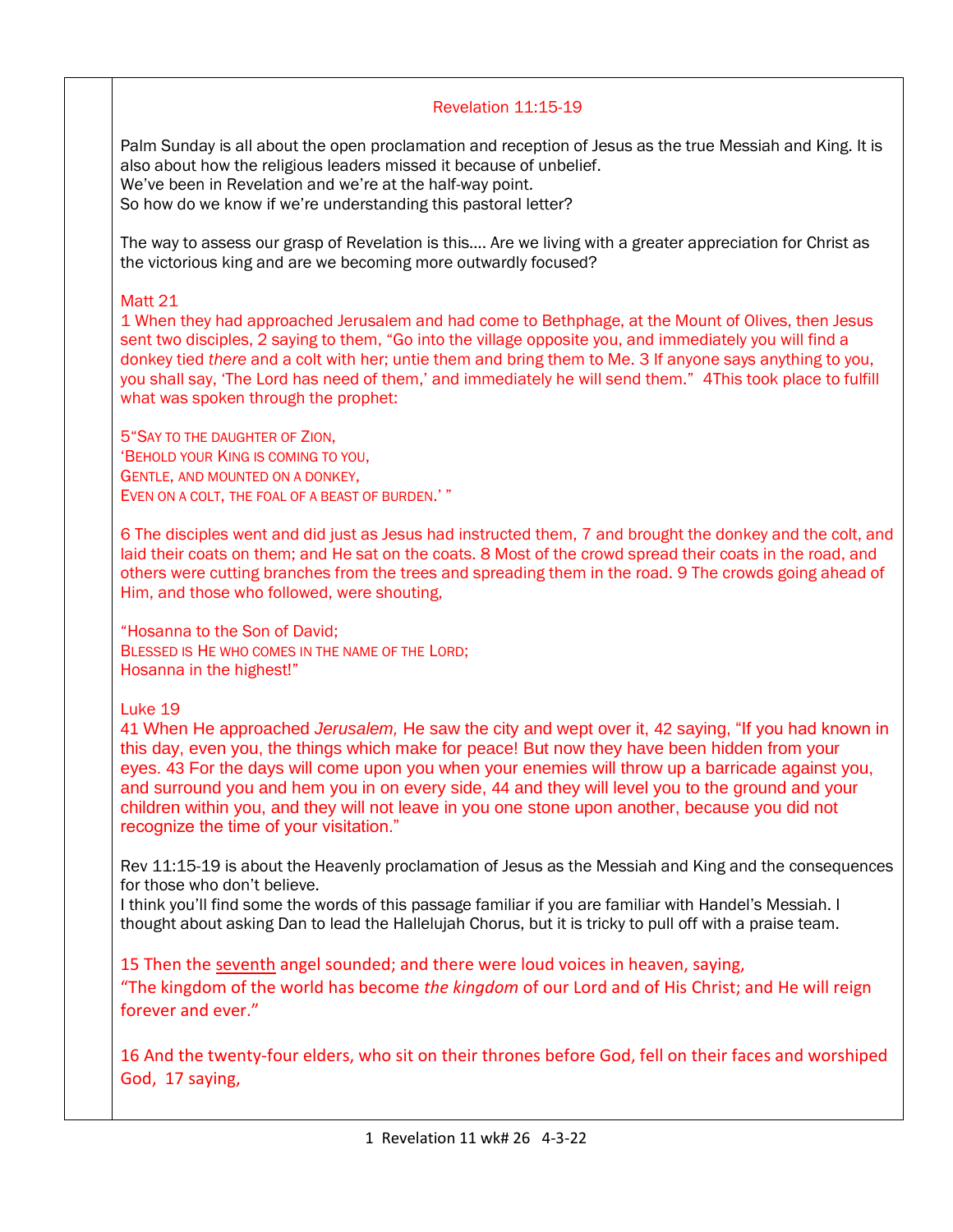## Revelation 11:15-19

Palm Sunday is all about the open proclamation and reception of Jesus as the true Messiah and King. It is also about how the religious leaders missed it because of unbelief.
We've been in Revelation and we're at the half-way point.
So how do we know if we're understanding this pastoral letter?

The way to assess our grasp of Revelation is this…. Are we living with a greater appreciation for Christ as the victorious king and are we becoming more outwardly focused?

Matt 21
1 When they had approached Jerusalem and had come to Bethphage, at the Mount of Olives, then Jesus sent two disciples, 2 saying to them, "Go into the village opposite you, and immediately you will find a donkey tied *there* and a colt with her; untie them and bring them to Me. 3 If anyone says anything to you, you shall say, 'The Lord has need of them,' and immediately he will send them." 4This took place to fulfill what was spoken through the prophet:

5"SAY TO THE DAUGHTER OF ZION,
'BEHOLD YOUR KING IS COMING TO YOU,
GENTLE, AND MOUNTED ON A DONKEY,
EVEN ON A COLT, THE FOAL OF A BEAST OF BURDEN.' "

6 The disciples went and did just as Jesus had instructed them, 7 and brought the donkey and the colt, and laid their coats on them; and He sat on the coats. 8 Most of the crowd spread their coats in the road, and others were cutting branches from the trees and spreading them in the road. 9 The crowds going ahead of Him, and those who followed, were shouting,

"Hosanna to the Son of David;
BLESSED IS HE WHO COMES IN THE NAME OF THE LORD;
Hosanna in the highest!"

Luke 19
41 When He approached *Jerusalem,* He saw the city and wept over it, 42 saying, "If you had known in this day, even you, the things which make for peace! But now they have been hidden from your eyes. 43 For the days will come upon you when your enemies will throw up a barricade against you, and surround you and hem you in on every side, 44 and they will level you to the ground and your children within you, and they will not leave in you one stone upon another, because you did not recognize the time of your visitation."

Rev 11:15-19 is about the Heavenly proclamation of Jesus as the Messiah and King and the consequences for those who don't believe.
I think you'll find some the words of this passage familiar if you are familiar with Handel's Messiah. I thought about asking Dan to lead the Hallelujah Chorus, but it is tricky to pull off with a praise team.

15 Then the seventh angel sounded; and there were loud voices in heaven, saying,
"The kingdom of the world has become *the kingdom* of our Lord and of His Christ; and He will reign forever and ever."

16 And the twenty-four elders, who sit on their thrones before God, fell on their faces and worshiped God, 17 saying,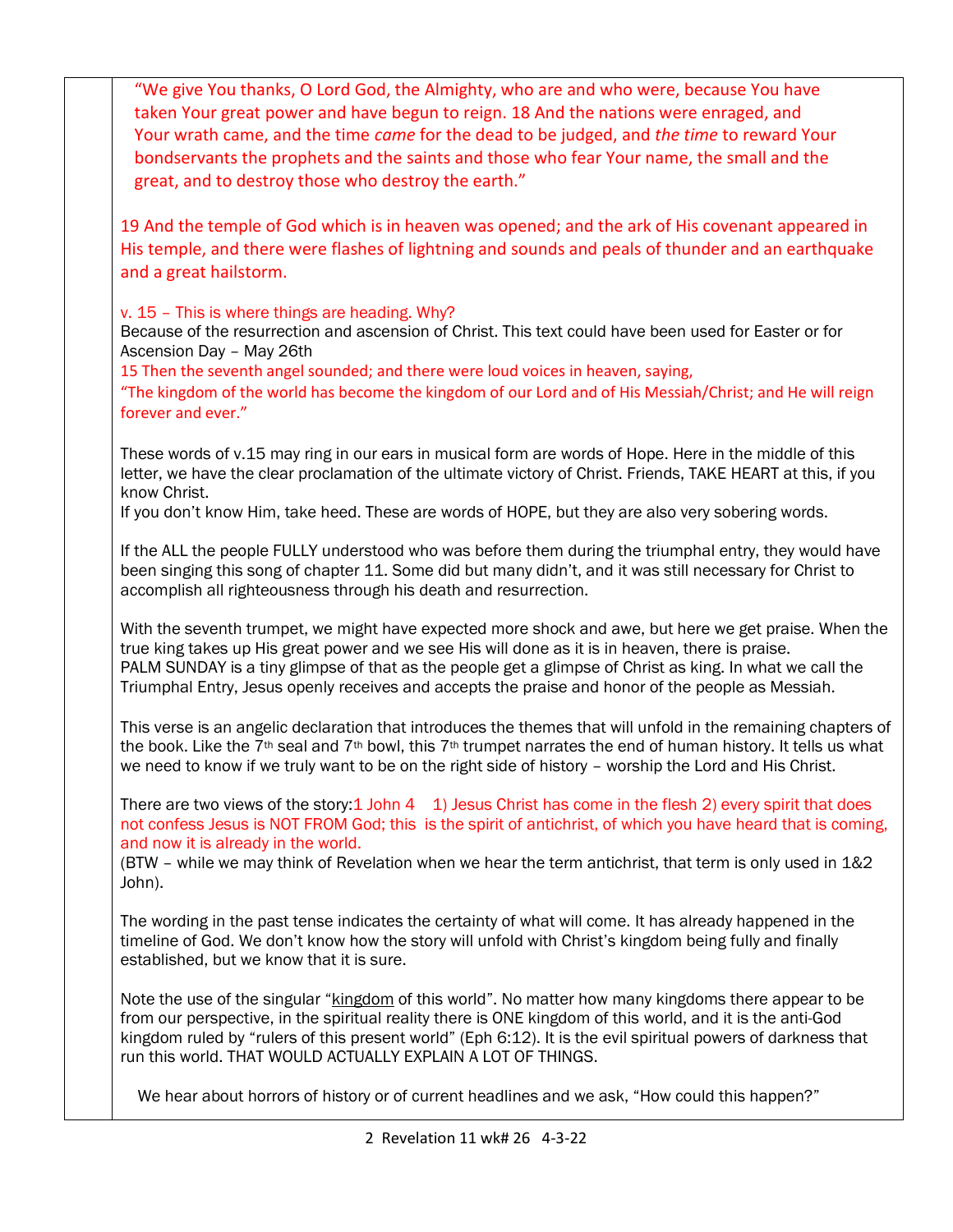"We give You thanks, O Lord God, the Almighty, who are and who were, because You have taken Your great power and have begun to reign. 18 And the nations were enraged, and Your wrath came, and the time *came* for the dead to be judged, and *the time* to reward Your bondservants the prophets and the saints and those who fear Your name, the small and the great, and to destroy those who destroy the earth."

19 And the temple of God which is in heaven was opened; and the ark of His covenant appeared in His temple, and there were flashes of lightning and sounds and peals of thunder and an earthquake and a great hailstorm.

v. 15 – This is where things are heading. Why?
Because of the resurrection and ascension of Christ. This text could have been used for Easter or for Ascension Day – May 26th
15 Then the seventh angel sounded; and there were loud voices in heaven, saying,
"The kingdom of the world has become the kingdom of our Lord and of His Messiah/Christ; and He will reign forever and ever."

These words of v.15 may ring in our ears in musical form are words of Hope. Here in the middle of this letter, we have the clear proclamation of the ultimate victory of Christ. Friends, TAKE HEART at this, if you know Christ.
If you don't know Him, take heed. These are words of HOPE, but they are also very sobering words.

If the ALL the people FULLY understood who was before them during the triumphal entry, they would have been singing this song of chapter 11. Some did but many didn't, and it was still necessary for Christ to accomplish all righteousness through his death and resurrection.

With the seventh trumpet, we might have expected more shock and awe, but here we get praise. When the true king takes up His great power and we see His will done as it is in heaven, there is praise.
PALM SUNDAY is a tiny glimpse of that as the people get a glimpse of Christ as king. In what we call the Triumphal Entry, Jesus openly receives and accepts the praise and honor of the people as Messiah.

This verse is an angelic declaration that introduces the themes that will unfold in the remaining chapters of the book. Like the 7th seal and 7th bowl, this 7th trumpet narrates the end of human history. It tells us what we need to know if we truly want to be on the right side of history – worship the Lord and His Christ.

There are two views of the story:1 John 4 1) Jesus Christ has come in the flesh 2) every spirit that does not confess Jesus is NOT FROM God; this is the spirit of antichrist, of which you have heard that is coming, and now it is already in the world.
(BTW – while we may think of Revelation when we hear the term antichrist, that term is only used in 1&2 John).

The wording in the past tense indicates the certainty of what will come. It has already happened in the timeline of God. We don't know how the story will unfold with Christ's kingdom being fully and finally established, but we know that it is sure.

Note the use of the singular "kingdom of this world". No matter how many kingdoms there appear to be from our perspective, in the spiritual reality there is ONE kingdom of this world, and it is the anti-God kingdom ruled by "rulers of this present world" (Eph 6:12). It is the evil spiritual powers of darkness that run this world. THAT WOULD ACTUALLY EXPLAIN A LOT OF THINGS.

We hear about horrors of history or of current headlines and we ask, "How could this happen?"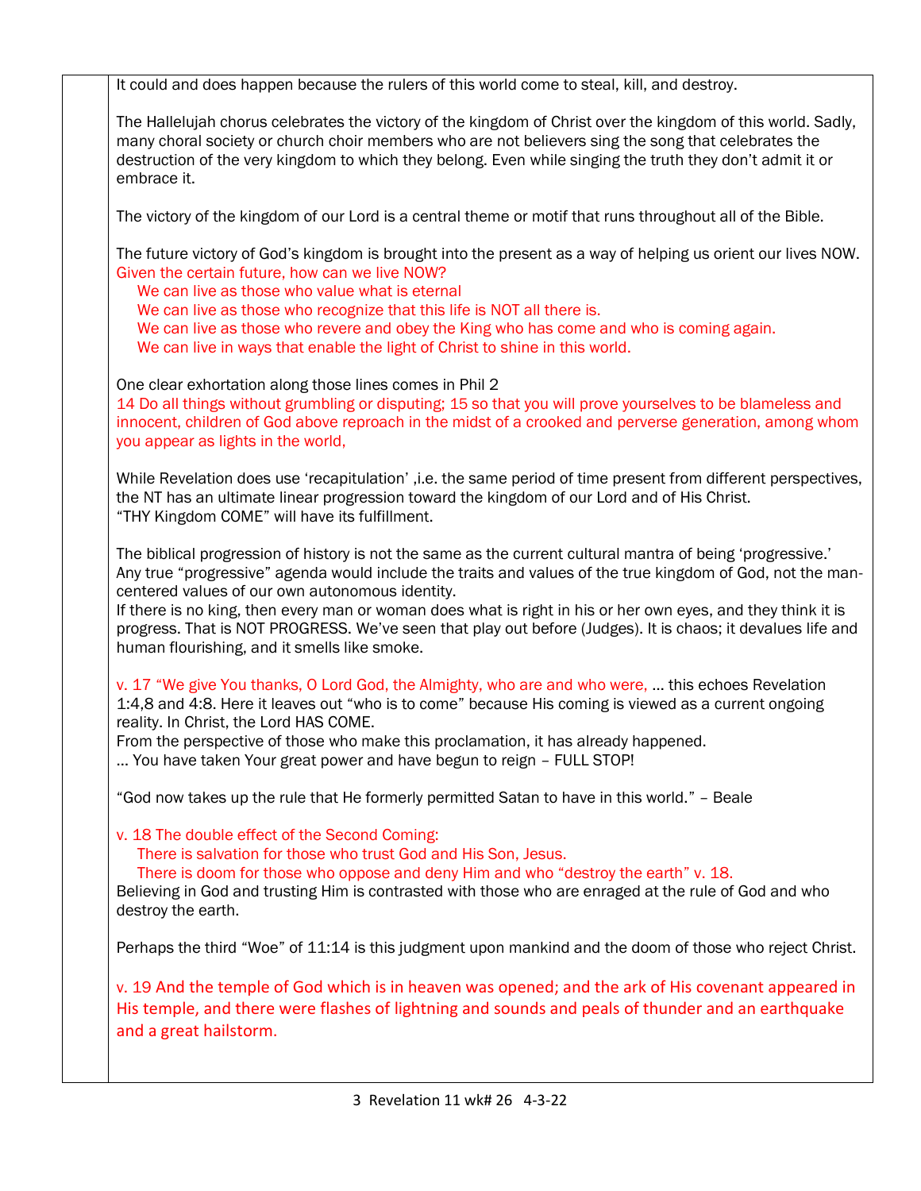It could and does happen because the rulers of this world come to steal, kill, and destroy.

The Hallelujah chorus celebrates the victory of the kingdom of Christ over the kingdom of this world. Sadly, many choral society or church choir members who are not believers sing the song that celebrates the destruction of the very kingdom to which they belong. Even while singing the truth they don't admit it or embrace it.

The victory of the kingdom of our Lord is a central theme or motif that runs throughout all of the Bible.

The future victory of God's kingdom is brought into the present as a way of helping us orient our lives NOW.
Given the certain future, how can we live NOW?

- We can live as those who value what is eternal
- We can live as those who recognize that this life is NOT all there is.
- We can live as those who revere and obey the King who has come and who is coming again.
- We can live in ways that enable the light of Christ to shine in this world.

One clear exhortation along those lines comes in Phil 2
14 Do all things without grumbling or disputing; 15 so that you will prove yourselves to be blameless and innocent, children of God above reproach in the midst of a crooked and perverse generation, among whom you appear as lights in the world,

While Revelation does use 'recapitulation' ,i.e. the same period of time present from different perspectives, the NT has an ultimate linear progression toward the kingdom of our Lord and of His Christ.
"THY Kingdom COME" will have its fulfillment.

The biblical progression of history is not the same as the current cultural mantra of being 'progressive.'
Any true "progressive" agenda would include the traits and values of the true kingdom of God, not the man-centered values of our own autonomous identity.
If there is no king, then every man or woman does what is right in his or her own eyes, and they think it is progress. That is NOT PROGRESS. We've seen that play out before (Judges). It is chaos; it devalues life and human flourishing, and it smells like smoke.

v. 17 "We give You thanks, O Lord God, the Almighty, who are and who were, … this echoes Revelation 1:4,8 and 4:8. Here it leaves out "who is to come" because His coming is viewed as a current ongoing reality. In Christ, the Lord HAS COME.
From the perspective of those who make this proclamation, it has already happened.
… You have taken Your great power and have begun to reign – FULL STOP!

"God now takes up the rule that He formerly permitted Satan to have in this world." – Beale

v. 18 The double effect of the Second Coming:

- There is salvation for those who trust God and His Son, Jesus.
- There is doom for those who oppose and deny Him and who "destroy the earth" v. 18.

Believing in God and trusting Him is contrasted with those who are enraged at the rule of God and who destroy the earth.

Perhaps the third "Woe" of 11:14 is this judgment upon mankind and the doom of those who reject Christ.

v. 19 And the temple of God which is in heaven was opened; and the ark of His covenant appeared in His temple, and there were flashes of lightning and sounds and peals of thunder and an earthquake and a great hailstorm.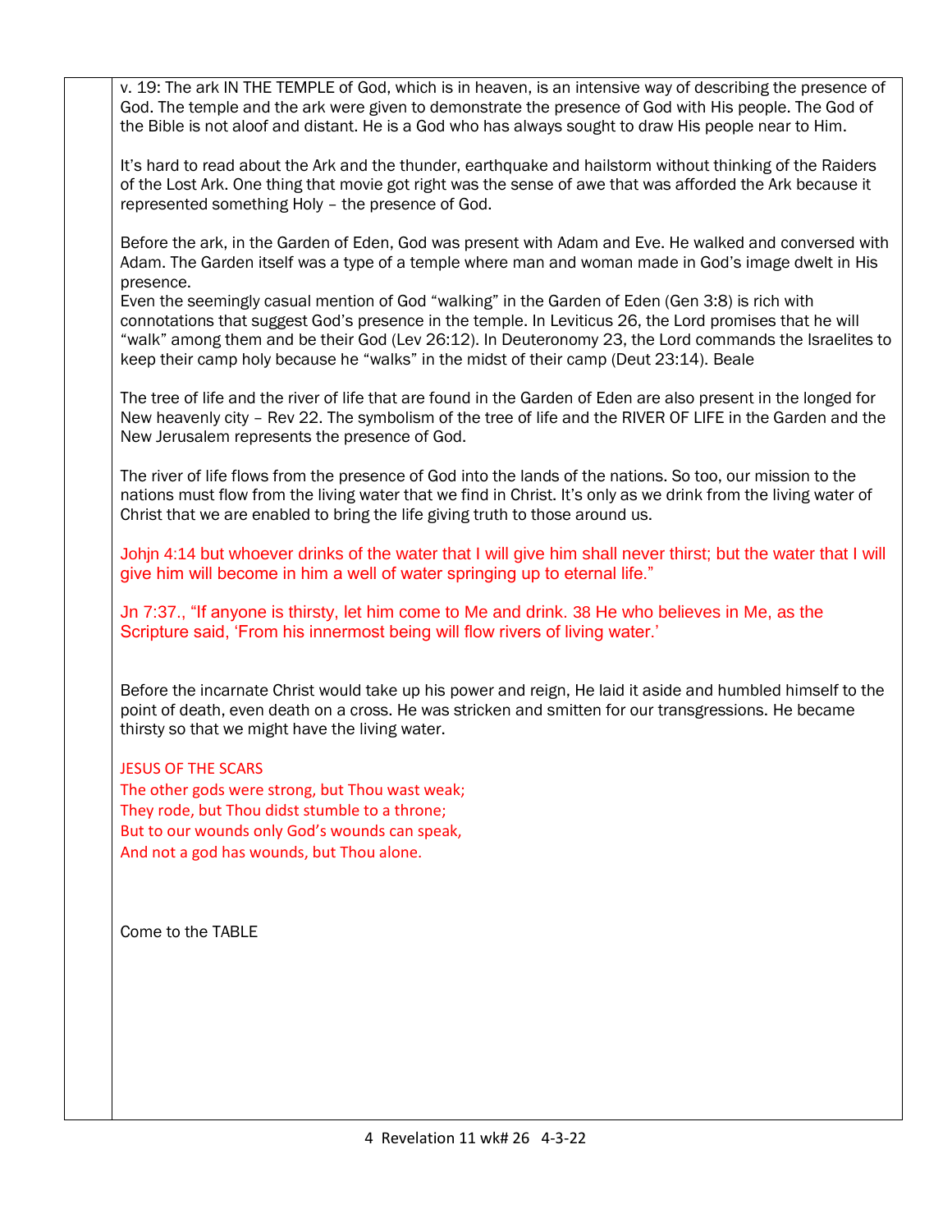v. 19: The ark IN THE TEMPLE of God, which is in heaven, is an intensive way of describing the presence of God. The temple and the ark were given to demonstrate the presence of God with His people. The God of the Bible is not aloof and distant. He is a God who has always sought to draw His people near to Him.

It's hard to read about the Ark and the thunder, earthquake and hailstorm without thinking of the Raiders of the Lost Ark. One thing that movie got right was the sense of awe that was afforded the Ark because it represented something Holy – the presence of God.

Before the ark, in the Garden of Eden, God was present with Adam and Eve. He walked and conversed with Adam. The Garden itself was a type of a temple where man and woman made in God's image dwelt in His presence.
Even the seemingly casual mention of God "walking" in the Garden of Eden (Gen 3:8) is rich with connotations that suggest God's presence in the temple. In Leviticus 26, the Lord promises that he will "walk" among them and be their God (Lev 26:12). In Deuteronomy 23, the Lord commands the Israelites to keep their camp holy because he "walks" in the midst of their camp (Deut 23:14). Beale

The tree of life and the river of life that are found in the Garden of Eden are also present in the longed for New heavenly city – Rev 22. The symbolism of the tree of life and the RIVER OF LIFE in the Garden and the New Jerusalem represents the presence of God.

The river of life flows from the presence of God into the lands of the nations. So too, our mission to the nations must flow from the living water that we find in Christ. It's only as we drink from the living water of Christ that we are enabled to bring the life giving truth to those around us.

Johjn 4:14 but whoever drinks of the water that I will give him shall never thirst; but the water that I will give him will become in him a well of water springing up to eternal life."

Jn 7:37., "If anyone is thirsty, let him come to Me and drink. 38 He who believes in Me, as the Scripture said, 'From his innermost being will flow rivers of living water.'

Before the incarnate Christ would take up his power and reign, He laid it aside and humbled himself to the point of death, even death on a cross. He was stricken and smitten for our transgressions. He became thirsty so that we might have the living water.

JESUS OF THE SCARS
The other gods were strong, but Thou wast weak;
They rode, but Thou didst stumble to a throne;
But to our wounds only God's wounds can speak,
And not a god has wounds, but Thou alone.

Come to the TABLE